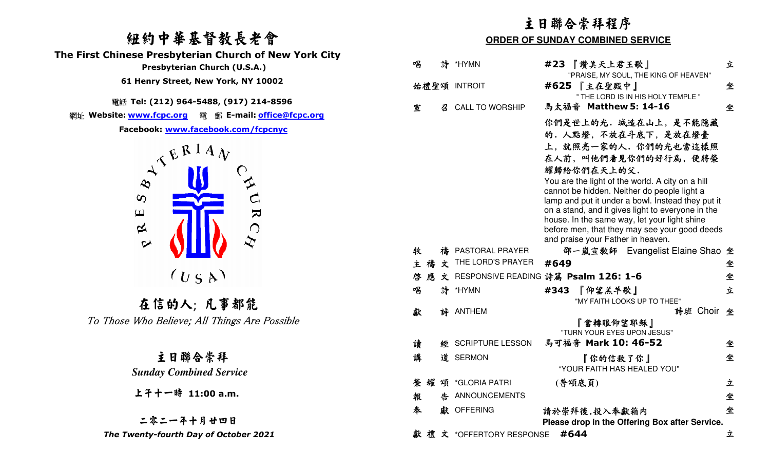# 紐約中華基督教長老會

**The First Chinese Presbyterian Church of New York City**

**Presbyterian Church (U.S.A.)**

**61 Henry Street, New York, NY 10002**

電話 **Tel: (212) 964-5488, (917) 214-8596**

網址 **Website: www.fcpc.org** 電 郵 **E-mail: office@fcpc.org**

**Facebook: www.facebook.com/fcpcnyc**

PRESBYTERIAN CHURCH (USA)

## 在信的人; 凡事都能

*To Those Who Believe; All Things Are Possible*

## 主日聯合崇拜

***Sunday Combined Service***

**上午十一時 11:00 a.m.**

**二零二一年十月廿四日**

***The Twenty-fourth Day of October 2021***

# 主日聯合崇拜程序

## ORDER OF SUNDAY COMBINED SERVICE

| | | | |
|---|---|---|---|
| 唱 詩 | *HYMN | **#23** 『讚美天上君王歌』<br>"PRAISE, MY SOUL, THE KING OF HEAVEN" | 立 |
| 始禮聖頌 | INTROIT | **#625** 『主在聖殿中』<br>" THE LORD IS IN HIS HOLY TEMPLE " | 坐 |
| 宣 召 | CALL TO WORSHIP | 馬太福音 **Matthew 5: 14-16**<br>你們是世上的光. 城造在山上, 是不能隱藏的. 人點燈, 不放在斗底下, 是放在燈臺上, 就照亮一家的人. 你們的光也當這樣照在人前, 叫他們看見你們的好行為, 便將榮耀歸給你們在天上的父.<br>You are the light of the world. A city on a hill cannot be hidden. Neither do people light a lamp and put it under a bowl. Instead they put it on a stand, and it gives light to everyone in the house. In the same way, let your light shine before men, that they may see your good deeds and praise your Father in heaven. | 坐 |
| 牧 禱 | PASTORAL PRAYER | 邵一嵐宣教師 Evangelist Elaine Shao | 坐 |
| 主 禱 文 | THE LORD'S PRAYER | **#649** | 坐 |
| 啓 應 文 | RESPONSIVE READING | 詩篇 **Psalm 126: 1-6** | 坐 |
| 唱 詩 | *HYMN | **#343** 『仰望羔羊歌』<br>"MY FAITH LOOKS UP TO THEE" | 立 |
| 獻 詩 | ANTHEM | 詩班 Choir<br>『當轉眼仰望耶穌』<br>"TURN YOUR EYES UPON JESUS" | 坐 |
| 讀 經 | SCRIPTURE LESSON | 馬可福音 **Mark 10: 46-52** | 坐 |
| 講 道 | SERMON | 『你的信救了你』<br>"YOUR FAITH HAS HEALED YOU" | 坐 |
| 榮 耀 頌 | *GLORIA PATRI | (普頌底頁) | 立 |
| 報 告 | ANNOUNCEMENTS | | 坐 |
| 奉 獻 | OFFERING | 請於崇拜後,投入奉獻箱內<br>**Please drop in the Offering Box after Service.** | 坐 |
| 獻 禮 文 | *OFFERTORY RESPONSE | **#644** | 立 |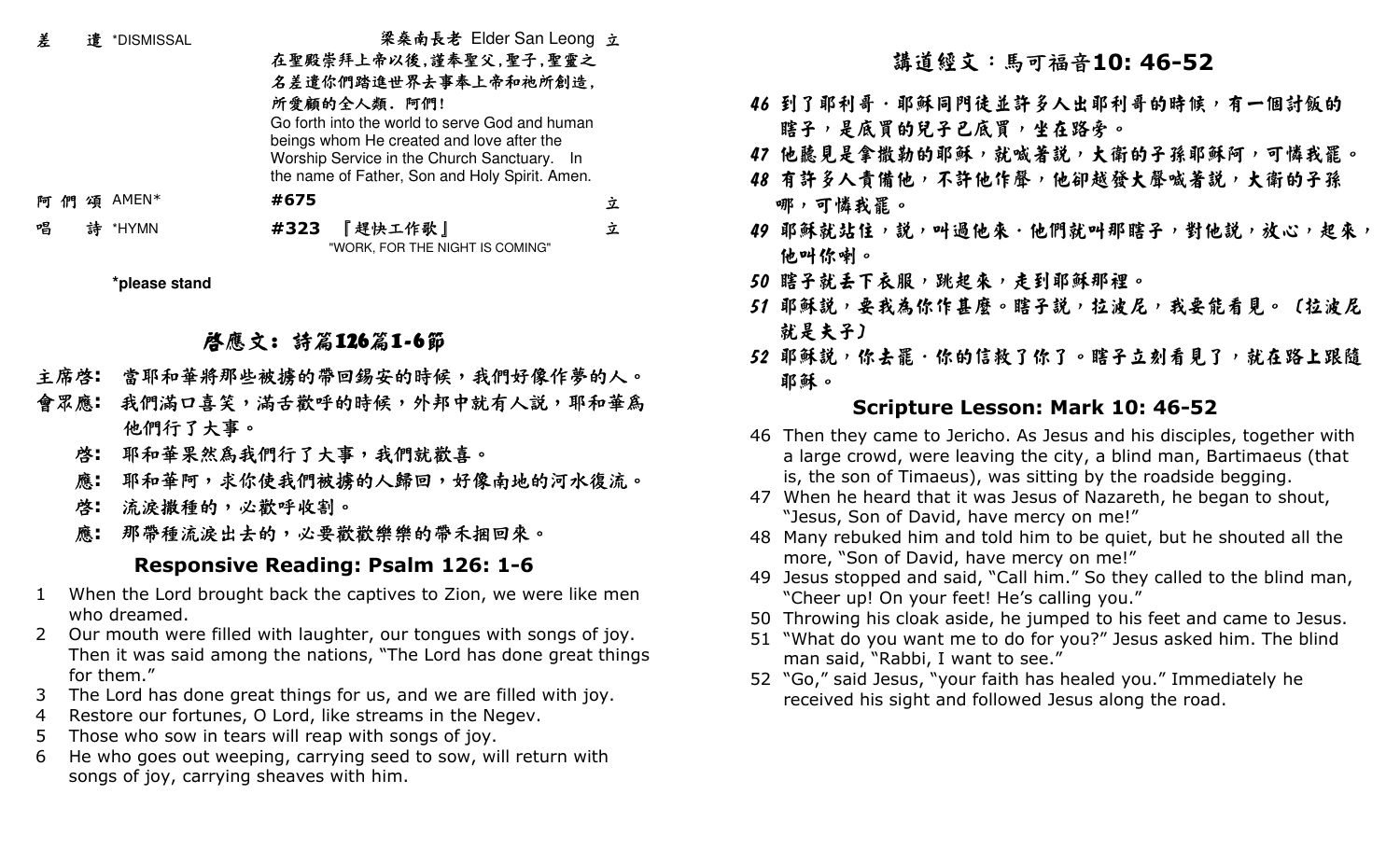| | | | |
|---|---|---|---|
| 差　遣 | *DISMISSAL | 梁燊南長老 Elder San Leong<br>在聖殿崇拜上帝以後,謹奉聖父,聖子,聖靈之名差遣你們踏進世界去事奉上帝和祂所創造,所愛顧的全人類. 阿們!<br>Go forth into the world to serve God and human beings whom He created and love after the Worship Service in the Church Sanctuary. In the name of Father, Son and Holy Spirit. Amen. | 立 |
| 阿們頌 | AMEN* | #675 | 立 |
| 唱　詩 | *HYMN | #323 『趕快工作歌』<br>"WORK, FOR THE NIGHT IS COMING" | 立 |

**\*please stand**

## 啓應文：詩篇126篇1-6節

**主席啓:** 當耶和華將那些被擄的帶回錫安的時候，我們好像作夢的人。

**會眾應:** 我們滿口喜笑，滿舌歡呼的時候，外邦中就有人說，耶和華為他們行了大事。

**啓:** 耶和華果然為我們行了大事，我們就歡喜。

**應:** 耶和華阿，求你使我們被擄的人歸回，好像南地的河水復流。

**啓:** 流淚撒種的，必歡呼收割。

**應:** 那帶種流淚出去的，必要歡歡樂樂的帶禾捆回來。

## Responsive Reading: Psalm 126: 1-6

1. When the Lord brought back the captives to Zion, we were like men who dreamed.
2. Our mouth were filled with laughter, our tongues with songs of joy. Then it was said among the nations, "The Lord has done great things for them."
3. The Lord has done great things for us, and we are filled with joy.
4. Restore our fortunes, O Lord, like streams in the Negev.
5. Those who sow in tears will reap with songs of joy.
6. He who goes out weeping, carrying seed to sow, will return with songs of joy, carrying sheaves with him.

## 講道經文：馬可福音10: 46-52

46 到了耶利哥．耶穌同門徒並許多人出耶利哥的時候，有一個討飯的瞎子，是底買的兒子巴底買，坐在路旁。

47 他聽見是拿撒勒的耶穌，就喊著說，大衛的子孫耶穌阿，可憐我罷。

48 有許多人責備他，不許他作聲，他卻越發大聲喊著說，大衛的子孫哪，可憐我罷。

49 耶穌就站住，說，叫過他來．他們就叫那瞎子，對他說，放心，起來，他叫你喇。

50 瞎子就丟下衣服，跳起來，走到耶穌那裡。

51 耶穌說，要我為你作甚麼。瞎子說，拉波尼，我要能看見。〔拉波尼就是夫子〕

52 耶穌說，你去罷．你的信救了你了。瞎子立刻看見了，就在路上跟隨耶穌。

## Scripture Lesson: Mark 10: 46-52

46 Then they came to Jericho. As Jesus and his disciples, together with a large crowd, were leaving the city, a blind man, Bartimaeus (that is, the son of Timaeus), was sitting by the roadside begging.

47 When he heard that it was Jesus of Nazareth, he began to shout, "Jesus, Son of David, have mercy on me!"

48 Many rebuked him and told him to be quiet, but he shouted all the more, "Son of David, have mercy on me!"

49 Jesus stopped and said, "Call him." So they called to the blind man, "Cheer up! On your feet! He's calling you."

50 Throwing his cloak aside, he jumped to his feet and came to Jesus.

51 "What do you want me to do for you?" Jesus asked him. The blind man said, "Rabbi, I want to see."

52 "Go," said Jesus, "your faith has healed you." Immediately he received his sight and followed Jesus along the road.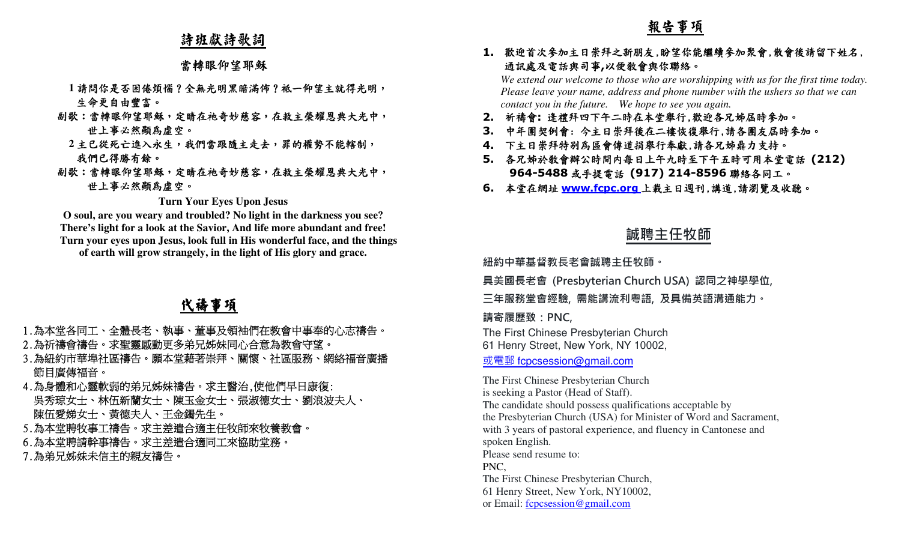## 詩班獻詩歌詞

### 當轉眼仰望耶穌

1 請問你是否困倦煩惱？全無光明黑暗滿佈？祇一仰望主就得光明，生命更自由豐富。

副歌：當轉眼仰望耶穌，定睛在祂奇妙慈容，在救主榮耀恩典大光中，世上事必然顯為虛空。

2 主已從死亡進入永生，我們當跟隨主走去，罪的權勢不能轄制，我們已得勝有餘。

副歌：當轉眼仰望耶穌，定睛在祂奇妙慈容，在救主榮耀恩典大光中，世上事必然顯為虛空。

**Turn Your Eyes Upon Jesus**

**O soul, are you weary and troubled? No light in the darkness you see?**
**There's light for a look at the Savior, And life more abundant and free!**
**Turn your eyes upon Jesus, look full in His wonderful face, and the things of earth will grow strangely, in the light of His glory and grace.**

## 代禱事項

1. 為本堂各同工、全體長老、執事、董事及領袖們在教會中事奉的心志禱告。
2. 為祈禱會禱告。求聖靈感動更多弟兄姊妹同心合意為教會守望。
3. 為紐約市華埠社區禱告。願本堂藉著崇拜、關懷、社區服務、網絡福音廣播節目廣傳福音。
4. 為身體和心靈軟弱的弟兄姊妹禱告。求主醫治,使他們早日康復:
   吳秀琼女士、林伍新蘭女士、陳玉金女士、張淑德女士、劉浪波夫人、陳伍愛娣女士、黃德夫人、王金鐲先生。
5. 為本堂聘牧事工禱告。求主差遣合適主任牧師來牧養教會。
6. 為本堂聘請幹事禱告。求主差遣合適同工來協助堂務。
7. 為弟兄姊妹未信主的親友禱告。

## 報告事項

1. **歡迎首次參加主日崇拜之新朋友,盼望你能繼續參加聚會,散會後請留下姓名,通訊處及電話與司事,以便教會與你聯絡。**
   *We extend our welcome to those who are worshipping with us for the first time today. Please leave your name, address and phone number with the ushers so that we can contact you in the future. We hope to see you again.*
2. **祈禱會: 逢禮拜四下午二時在本堂舉行,歡迎各兄姊屆時參加。**
3. **中年團契例會: 今主日崇拜後在二樓恢復舉行,請各團友屆時參加。**
4. **下主日崇拜特別為區會傳道捐舉行奉獻,請各兄姊鼎力支持。**
5. **各兄姊於教會辦公時間內每日上午九時至下午五時可用本堂電話 (212) 964-5488 或手提電話 (917) 214-8596 聯絡各同工。**
6. **本堂在網址 www.fcpc.org 上載主日週刊,講道,請瀏覽及收聽。**

## 誠聘主任牧師

**紐約中華基督教長老會誠聘主任牧師。**

**具美國長老會 (Presbyterian Church USA) 認同之神學學位,**

**三年服務堂會經驗, 需能講流利粵語, 及具備英語溝通能力。**

**請寄履歷致：PNC,**

The First Chinese Presbyterian Church
61 Henry Street, New York, NY 10002,

或電郵 fcpcsession@gmail.com

The First Chinese Presbyterian Church
is seeking a Pastor (Head of Staff).
The candidate should possess qualifications acceptable by
the Presbyterian Church (USA) for Minister of Word and Sacrament,
with 3 years of pastoral experience, and fluency in Cantonese and
spoken English.
Please send resume to:
PNC,
The First Chinese Presbyterian Church,
61 Henry Street, New York, NY10002,
or Email: fcpcsession@gmail.com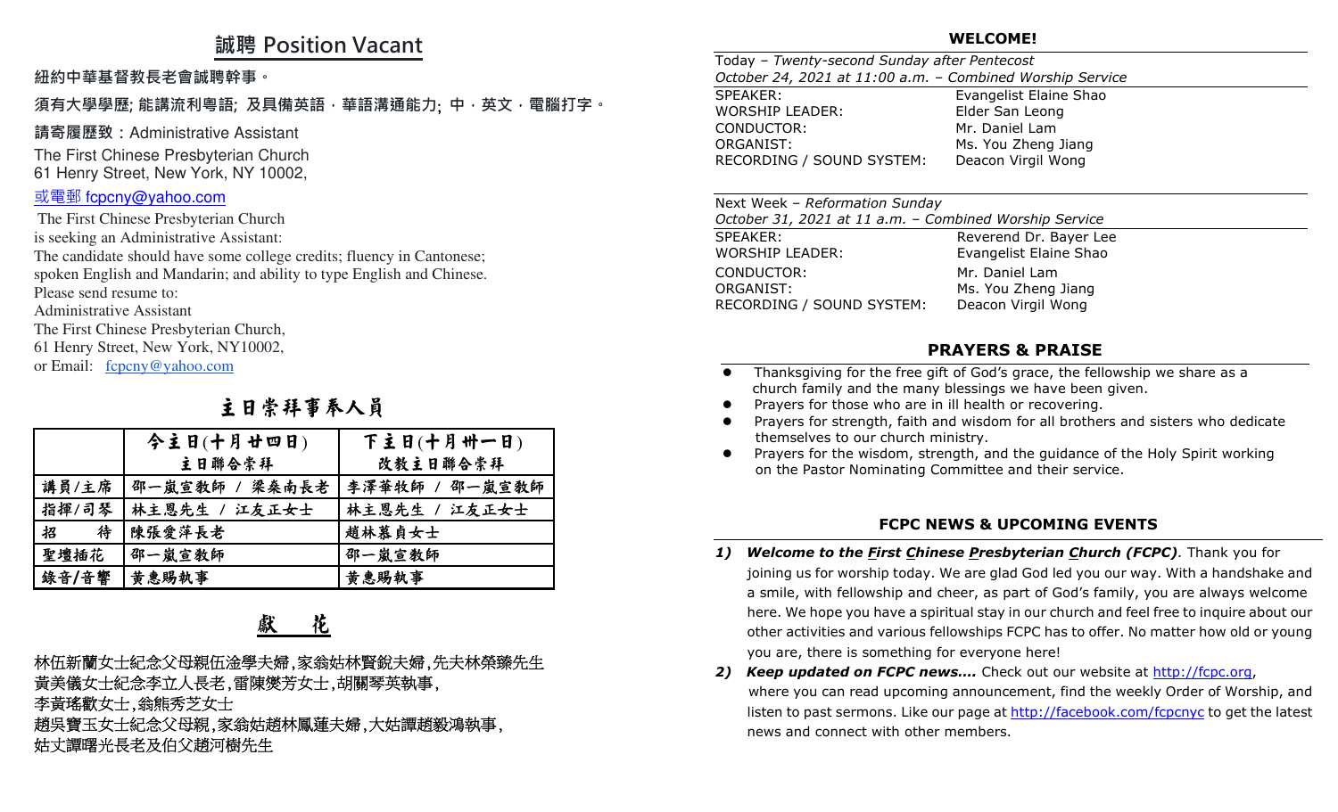## 誠聘 Position Vacant

紐約中華基督教長老會誠聘幹事。

須有大學學歷; 能講流利粵語; 及具備英語，華語溝通能力; 中，英文，電腦打字。

請寄履歷致：Administrative Assistant
The First Chinese Presbyterian Church
61 Henry Street, New York, NY 10002,
或電郵 fcpcny@yahoo.com

The First Chinese Presbyterian Church
is seeking an Administrative Assistant:
The candidate should have some college credits; fluency in Cantonese;
spoken English and Mandarin; and ability to type English and Chinese.
Please send resume to:
Administrative Assistant
The First Chinese Presbyterian Church,
61 Henry Street, New York, NY10002,
or Email: fcpcny@yahoo.com

## 主日崇拜事奉人員

| | 今主日(十月廿四日) 主日聯合崇拜 | 下主日(十月卅一日) 改教主日聯合崇拜 |
|---|---|---|
| 講員/主席 | 邵一嵐宣教師 / 梁燊南長老 | 李澤華牧師 / 邵一嵐宣教師 |
| 指揮/司琴 | 林主恩先生 / 江友正女士 | 林主恩先生 / 江友正女士 |
| 招　待 | 陳張愛萍長老 | 趙林慕貞女士 |
| 聖壇插花 | 邵一嵐宣教師 | 邵一嵐宣教師 |
| 錄音/音響 | 黃惠賜執事 | 黃惠賜執事 |

## 獻　花

林伍新蘭女士紀念父母親伍淦學夫婦,家翁姑林賢銳夫婦,先夫林榮臻先生
黃美儀女士紀念李立人長老,雷陳樊芳女士,胡關琴英執事,
李黃瑤歡女士,翁熊秀芝女士
趙吳寶玉女士紀念父母親,家翁姑趙林鳳蓮夫婦,大姑譚趙毅鴻執事,
姑丈譚曙光長老及伯父趙河樹先生

## WELCOME!

Today – *Twenty-second Sunday after Pentecost*
*October 24, 2021 at 11:00 a.m. – Combined Worship Service*

| | |
|---|---|
| SPEAKER: | Evangelist Elaine Shao |
| WORSHIP LEADER: | Elder San Leong |
| CONDUCTOR: | Mr. Daniel Lam |
| ORGANIST: | Ms. You Zheng Jiang |
| RECORDING / SOUND SYSTEM: | Deacon Virgil Wong |

Next Week – *Reformation Sunday*
*October 31, 2021 at 11 a.m. – Combined Worship Service*

| | |
|---|---|
| SPEAKER: | Reverend Dr. Bayer Lee |
| WORSHIP LEADER: | Evangelist Elaine Shao |
| CONDUCTOR: | Mr. Daniel Lam |
| ORGANIST: | Ms. You Zheng Jiang |
| RECORDING / SOUND SYSTEM: | Deacon Virgil Wong |

## PRAYERS & PRAISE

- Thanksgiving for the free gift of God's grace, the fellowship we share as a church family and the many blessings we have been given.
- Prayers for those who are in ill health or recovering.
- Prayers for strength, faith and wisdom for all brothers and sisters who dedicate themselves to our church ministry.
- Prayers for the wisdom, strength, and the guidance of the Holy Spirit working on the Pastor Nominating Committee and their service.

## FCPC NEWS & UPCOMING EVENTS

1) ***Welcome to the First Chinese Presbyterian Church (FCPC)***. Thank you for joining us for worship today. We are glad God led you our way. With a handshake and a smile, with fellowship and cheer, as part of God's family, you are always welcome here. We hope you have a spiritual stay in our church and feel free to inquire about our other activities and various fellowships FCPC has to offer. No matter how old or young you are, there is something for everyone here!
2) ***Keep updated on FCPC news….*** Check out our website at http://fcpc.org, where you can read upcoming announcement, find the weekly Order of Worship, and listen to past sermons. Like our page at http://facebook.com/fcpcnyc to get the latest news and connect with other members.